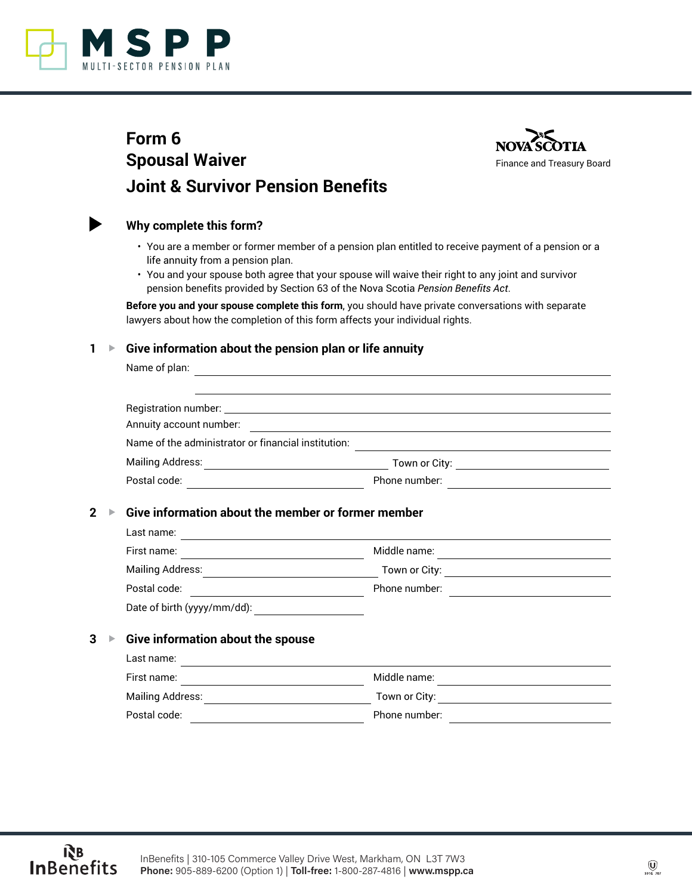MSPP
MULTI-SECTOR PENSION PLAN

NOVA SCOTIA
Finance and Treasury Board

# Form 6
# Spousal Waiver
# Joint & Survivor Pension Benefits

## Why complete this form?

- You are a member or former member of a pension plan entitled to receive payment of a pension or a life annuity from a pension plan.
- You and your spouse both agree that your spouse will waive their right to any joint and survivor pension benefits provided by Section 63 of the Nova Scotia *Pension Benefits Act*.

**Before you and your spouse complete this form**, you should have private conversations with separate lawyers about how the completion of this form affects your individual rights.

## 1 Give information about the pension plan or life annuity

Name of plan: ______________________________

______________________________

Registration number: ______________________________

Annuity account number: ______________________________

Name of the administrator or financial institution: ______________________________

Mailing Address: ____________________ Town or City: ____________________

Postal code: ____________________ Phone number: ____________________

## 2 Give information about the member or former member

Last name: ______________________________

First name: ____________________ Middle name: ____________________

Mailing Address: ____________________ Town or City: ____________________

Postal code: ____________________ Phone number: ____________________

Date of birth (yyyy/mm/dd): ____________________

## 3 Give information about the spouse

Last name: ______________________________

First name: ____________________ Middle name: ____________________

Mailing Address: ____________________ Town or City: ____________________

Postal code: ____________________ Phone number: ____________________

InBenefits | 310-105 Commerce Valley Drive West, Markham, ON L3T 7W3
**Phone:** 905-889-6200 (Option 1) | **Toll-free:** 1-800-287-4816 | **www.mspp.ca**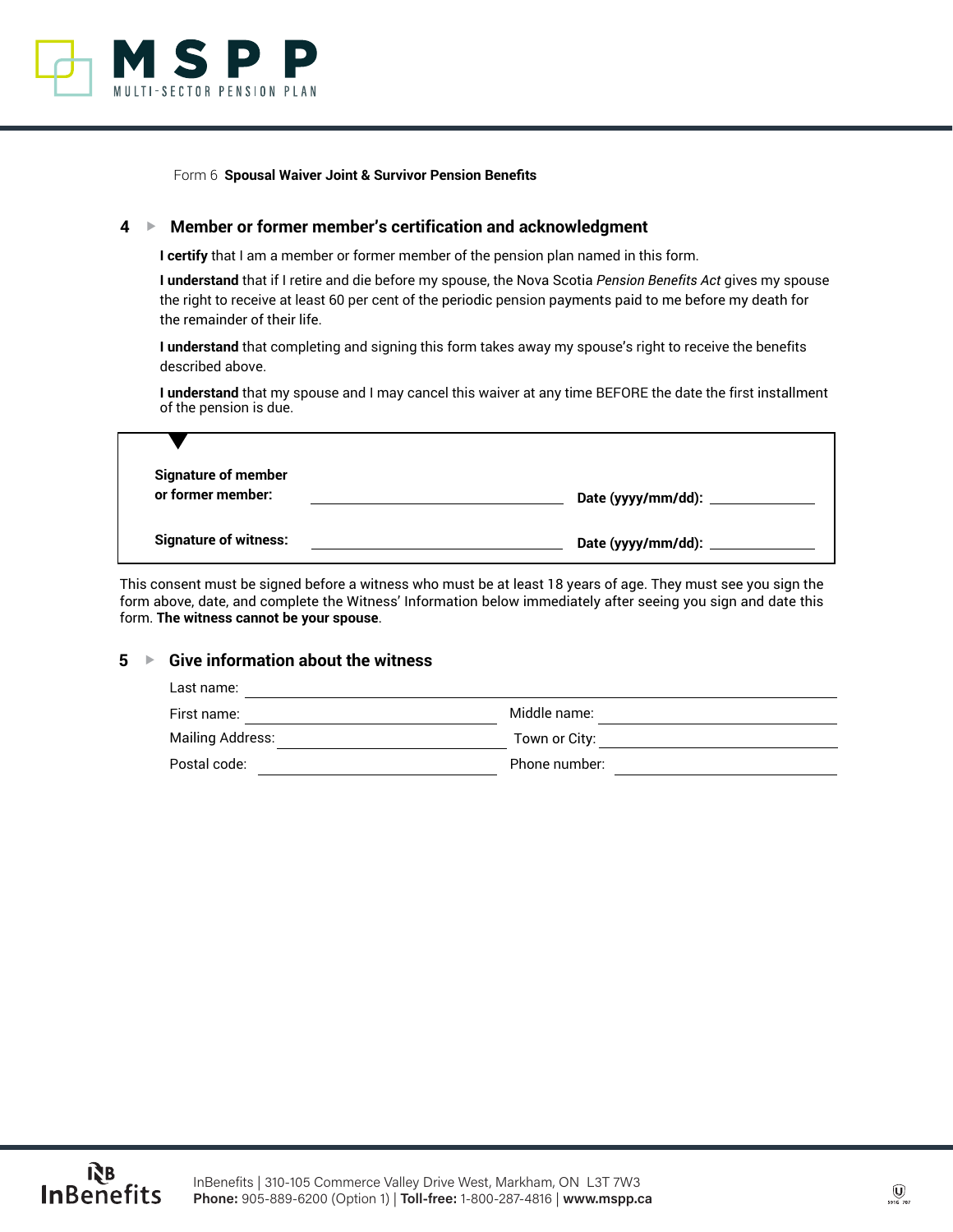Form 6 **Spousal Waiver Joint & Survivor Pension Benefits**

## 4 ▸ Member or former member's certification and acknowledgment

**I certify** that I am a member or former member of the pension plan named in this form.

**I understand** that if I retire and die before my spouse, the Nova Scotia *Pension Benefits Act* gives my spouse the right to receive at least 60 per cent of the periodic pension payments paid to me before my death for the remainder of their life.

**I understand** that completing and signing this form takes away my spouse's right to receive the benefits described above.

**I understand** that my spouse and I may cancel this waiver at any time BEFORE the date the first installment of the pension is due.

**Signature of member or former member:** ______________________ **Date (yyyy/mm/dd):** ____________

**Signature of witness:** ______________________ **Date (yyyy/mm/dd):** ____________

This consent must be signed before a witness who must be at least 18 years of age. They must see you sign the form above, date, and complete the Witness' Information below immediately after seeing you sign and date this form. **The witness cannot be your spouse**.

## 5 ▸ Give information about the witness

Last name: ______________________

First name: ______________________ Middle name: ______________________

Mailing Address: ______________________ Town or City: ______________________

Postal code: ______________________ Phone number: ______________________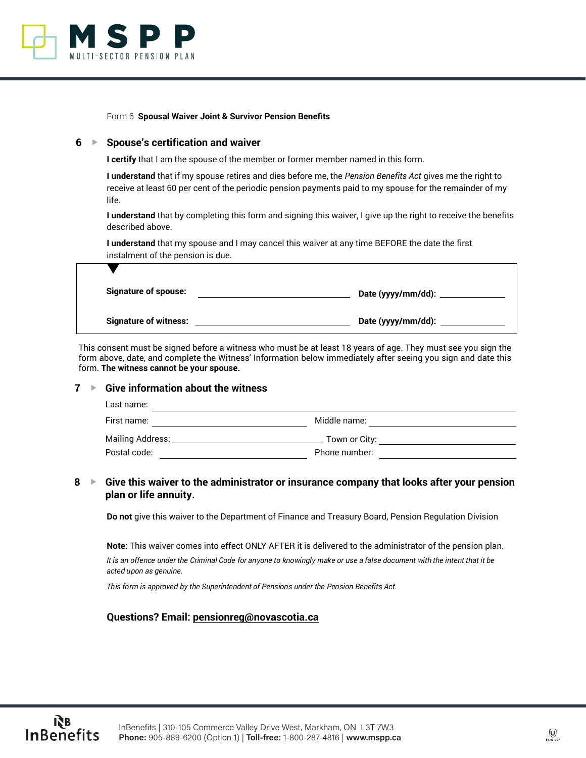Form 6 **Spousal Waiver Joint & Survivor Pension Benefits**

## 6 ▸ Spouse's certification and waiver

**I certify** that I am the spouse of the member or former member named in this form.

**I understand** that if my spouse retires and dies before me, the *Pension Benefits Act* gives me the right to receive at least 60 per cent of the periodic pension payments paid to my spouse for the remainder of my life.

**I understand** that by completing this form and signing this waiver, I give up the right to receive the benefits described above.

**I understand** that my spouse and I may cancel this waiver at any time BEFORE the date the first instalment of the pension is due.

**Signature of spouse:** ______________________ **Date (yyyy/mm/dd):** ____________

**Signature of witness:** ______________________ **Date (yyyy/mm/dd):** ____________

This consent must be signed before a witness who must be at least 18 years of age. They must see you sign the form above, date, and complete the Witness' Information below immediately after seeing you sign and date this form. **The witness cannot be your spouse.**

## 7 ▸ Give information about the witness

Last name: ______________________

First name: ______________________ Middle name: ______________________

Mailing Address: ______________________ Town or City: ______________________

Postal code: ______________________ Phone number: ______________________

## 8 ▸ Give this waiver to the administrator or insurance company that looks after your pension plan or life annuity.

**Do not** give this waiver to the Department of Finance and Treasury Board, Pension Regulation Division

**Note:** This waiver comes into effect ONLY AFTER it is delivered to the administrator of the pension plan.

*It is an offence under the Criminal Code for anyone to knowingly make or use a false document with the intent that it be acted upon as genuine.*

*This form is approved by the Superintendent of Pensions under the Pension Benefits Act.*

**Questions? Email: pensionreg@novascotia.ca**

InBenefits | 310-105 Commerce Valley Drive West, Markham, ON L3T 7W3
**Phone:** 905-889-6200 (Option 1) | **Toll-free:** 1-800-287-4816 | **www.mspp.ca**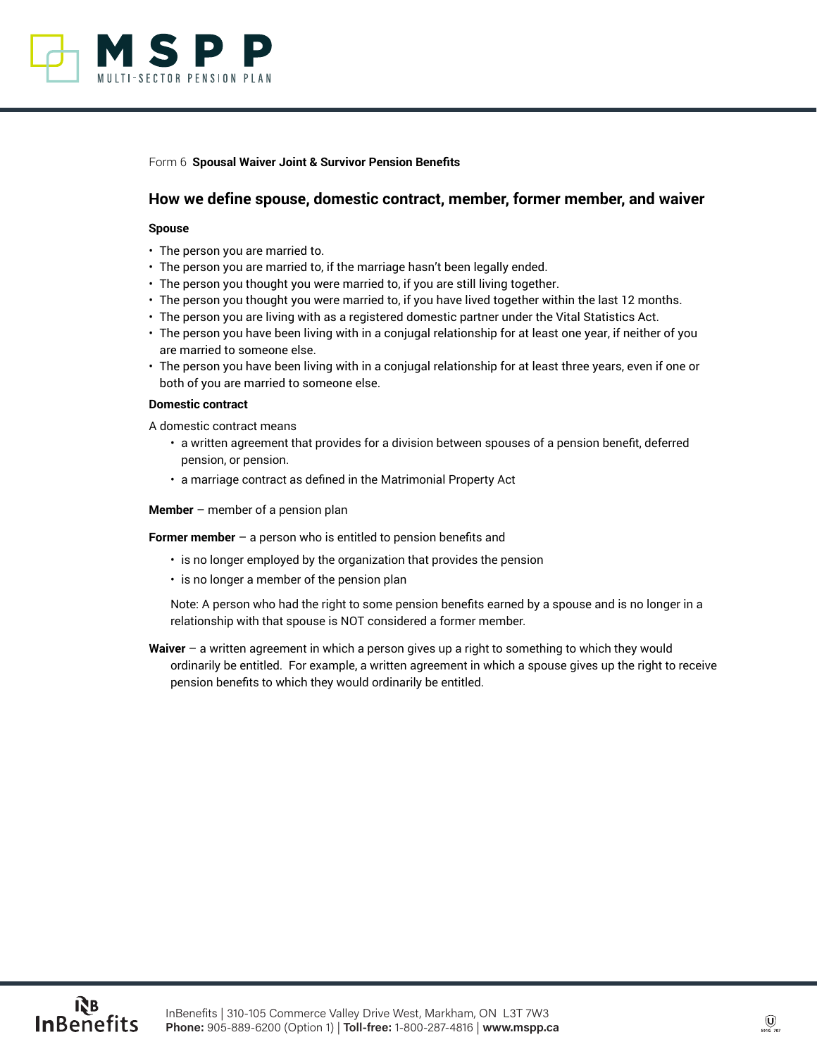Form 6 **Spousal Waiver Joint & Survivor Pension Benefits**

## How we define spouse, domestic contract, member, former member, and waiver

**Spouse**

- The person you are married to.
- The person you are married to, if the marriage hasn't been legally ended.
- The person you thought you were married to, if you are still living together.
- The person you thought you were married to, if you have lived together within the last 12 months.
- The person you are living with as a registered domestic partner under the Vital Statistics Act.
- The person you have been living with in a conjugal relationship for at least one year, if neither of you are married to someone else.
- The person you have been living with in a conjugal relationship for at least three years, even if one or both of you are married to someone else.

**Domestic contract**

A domestic contract means

- a written agreement that provides for a division between spouses of a pension benefit, deferred pension, or pension.
- a marriage contract as defined in the Matrimonial Property Act

**Member** – member of a pension plan

**Former member** – a person who is entitled to pension benefits and

- is no longer employed by the organization that provides the pension
- is no longer a member of the pension plan

Note: A person who had the right to some pension benefits earned by a spouse and is no longer in a relationship with that spouse is NOT considered a former member.

**Waiver** – a written agreement in which a person gives up a right to something to which they would ordinarily be entitled. For example, a written agreement in which a spouse gives up the right to receive pension benefits to which they would ordinarily be entitled.